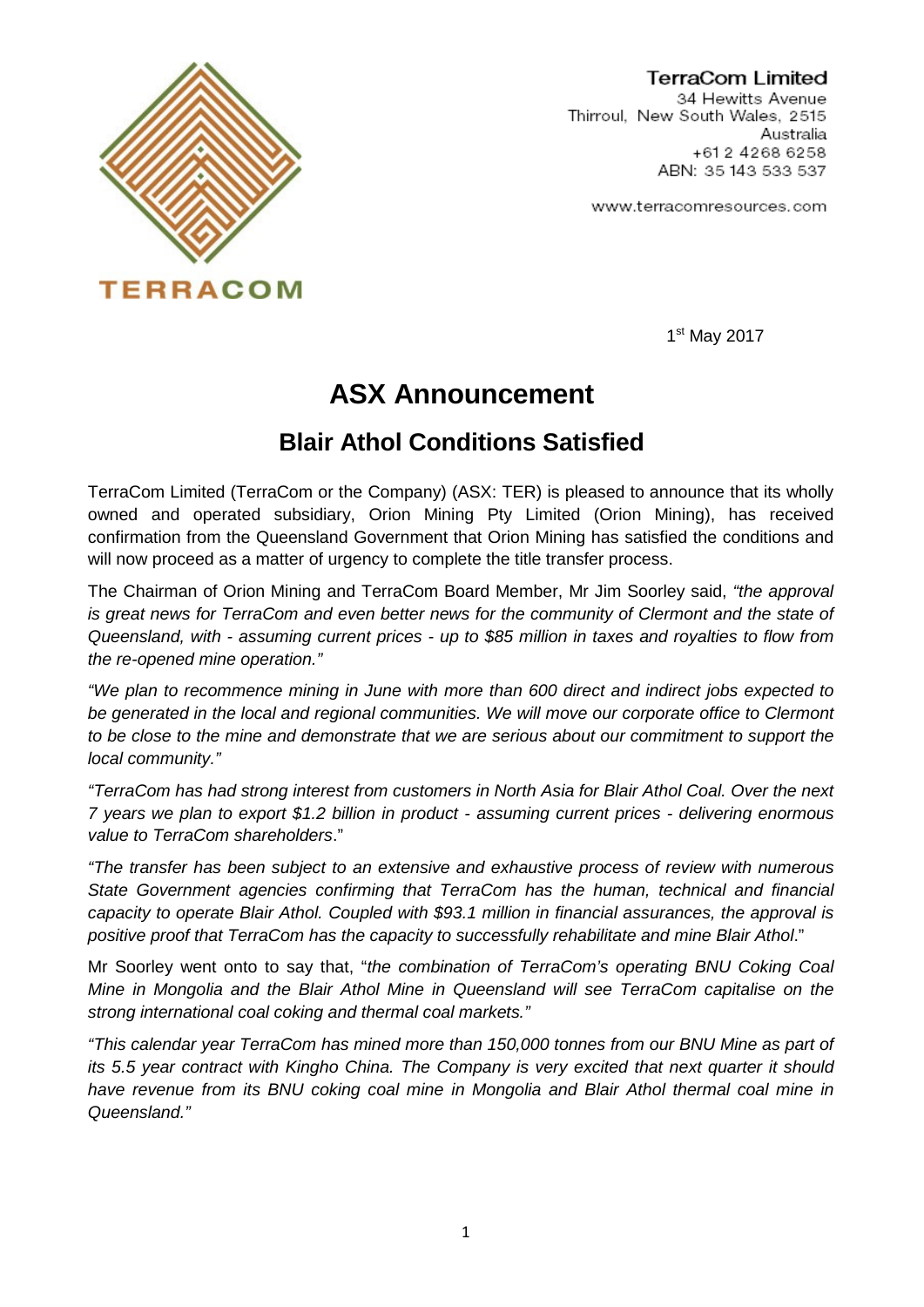TERRACOM

**TerraCom Limited**
34 Hewitts Avenue
Thirroul, New South Wales, 2515
Australia
+61 2 4268 6258
ABN: 35 143 533 537

www.terracomresources.com

1st May 2017

# ASX Announcement

## Blair Athol Conditions Satisfied

TerraCom Limited (TerraCom or the Company) (ASX: TER) is pleased to announce that its wholly owned and operated subsidiary, Orion Mining Pty Limited (Orion Mining), has received confirmation from the Queensland Government that Orion Mining has satisfied the conditions and will now proceed as a matter of urgency to complete the title transfer process.

The Chairman of Orion Mining and TerraCom Board Member, Mr Jim Soorley said, *"the approval is great news for TerraCom and even better news for the community of Clermont and the state of Queensland, with - assuming current prices - up to $85 million in taxes and royalties to flow from the re-opened mine operation."*

*"We plan to recommence mining in June with more than 600 direct and indirect jobs expected to be generated in the local and regional communities. We will move our corporate office to Clermont to be close to the mine and demonstrate that we are serious about our commitment to support the local community."*

*"TerraCom has had strong interest from customers in North Asia for Blair Athol Coal. Over the next 7 years we plan to export $1.2 billion in product - assuming current prices - delivering enormous value to TerraCom shareholders*."

*"The transfer has been subject to an extensive and exhaustive process of review with numerous State Government agencies confirming that TerraCom has the human, technical and financial capacity to operate Blair Athol. Coupled with $93.1 million in financial assurances, the approval is positive proof that TerraCom has the capacity to successfully rehabilitate and mine Blair Athol*."

Mr Soorley went onto to say that, "*the combination of TerraCom's operating BNU Coking Coal Mine in Mongolia and the Blair Athol Mine in Queensland will see TerraCom capitalise on the strong international coal coking and thermal coal markets."*

*"This calendar year TerraCom has mined more than 150,000 tonnes from our BNU Mine as part of its 5.5 year contract with Kingho China. The Company is very excited that next quarter it should have revenue from its BNU coking coal mine in Mongolia and Blair Athol thermal coal mine in Queensland."*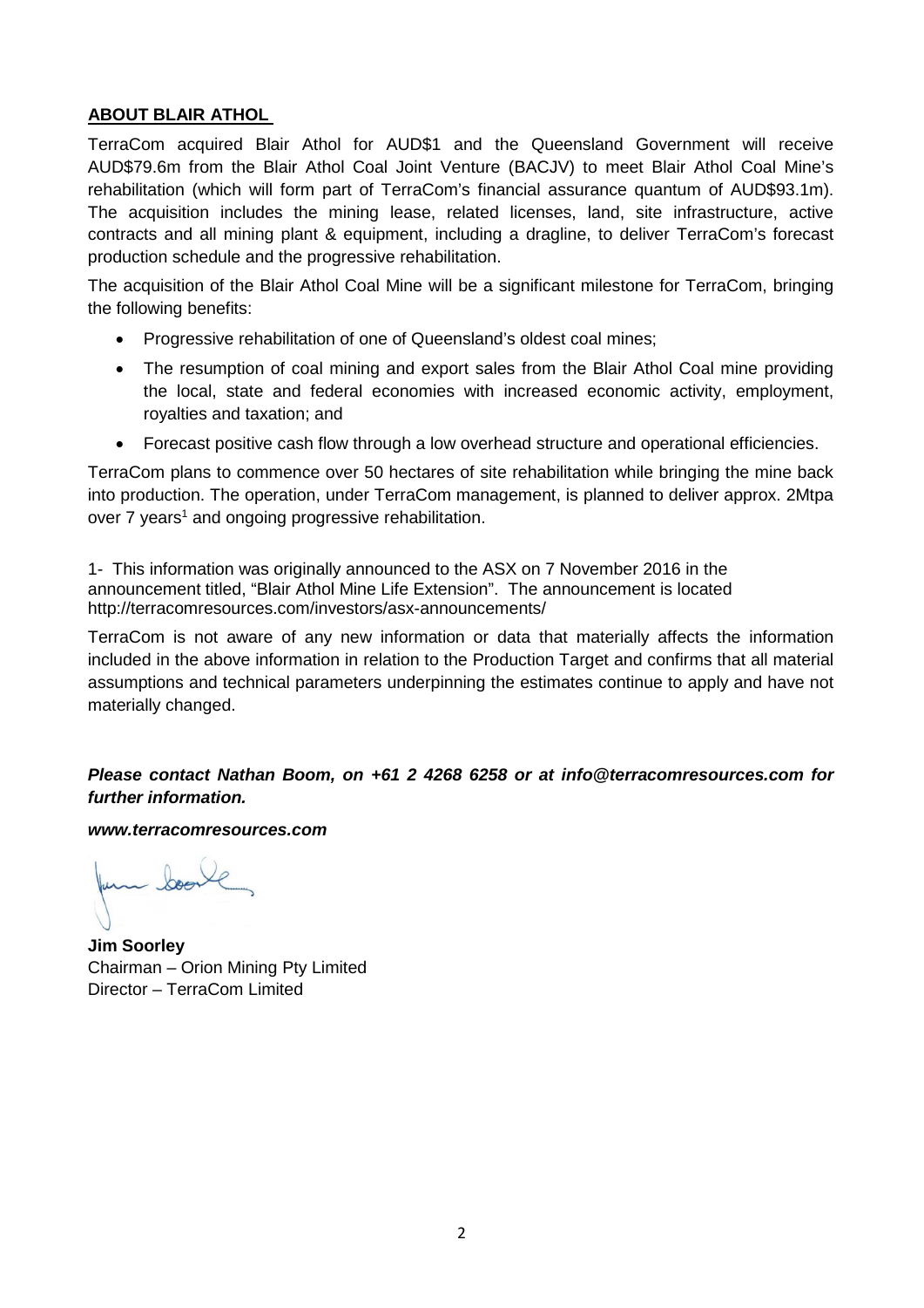**ABOUT BLAIR ATHOL**

TerraCom acquired Blair Athol for AUD$1 and the Queensland Government will receive AUD$79.6m from the Blair Athol Coal Joint Venture (BACJV) to meet Blair Athol Coal Mine's rehabilitation (which will form part of TerraCom's financial assurance quantum of AUD$93.1m). The acquisition includes the mining lease, related licenses, land, site infrastructure, active contracts and all mining plant & equipment, including a dragline, to deliver TerraCom's forecast production schedule and the progressive rehabilitation.

The acquisition of the Blair Athol Coal Mine will be a significant milestone for TerraCom, bringing the following benefits:

- Progressive rehabilitation of one of Queensland's oldest coal mines;
- The resumption of coal mining and export sales from the Blair Athol Coal mine providing the local, state and federal economies with increased economic activity, employment, royalties and taxation; and
- Forecast positive cash flow through a low overhead structure and operational efficiencies.

TerraCom plans to commence over 50 hectares of site rehabilitation while bringing the mine back into production. The operation, under TerraCom management, is planned to deliver approx. 2Mtpa over 7 years[1] and ongoing progressive rehabilitation.

1- This information was originally announced to the ASX on 7 November 2016 in the announcement titled, "Blair Athol Mine Life Extension". The announcement is located http://terracomresources.com/investors/asx-announcements/

TerraCom is not aware of any new information or data that materially affects the information included in the above information in relation to the Production Target and confirms that all material assumptions and technical parameters underpinning the estimates continue to apply and have not materially changed.

***Please contact Nathan Boom, on +61 2 4268 6258 or at info@terracomresources.com for further information.***

***www.terracomresources.com***

**Jim Soorley**
Chairman – Orion Mining Pty Limited
Director – TerraCom Limited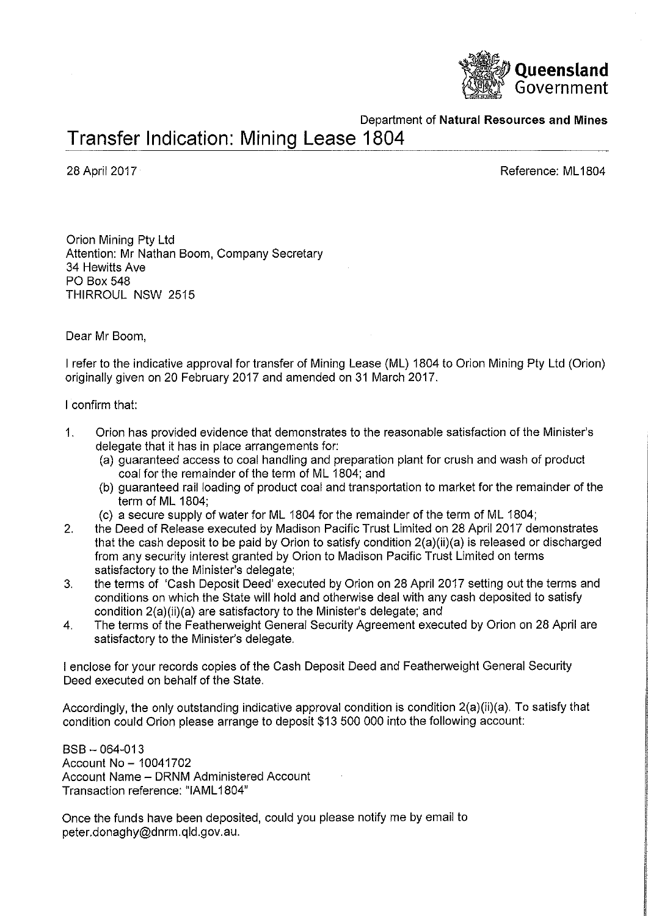Queensland Government

Department of **Natural Resources and Mines**

# Transfer Indication: Mining Lease 1804

28 April 2017

Reference: ML1804

Orion Mining Pty Ltd
Attention: Mr Nathan Boom, Company Secretary
34 Hewitts Ave
PO Box 548
THIRROUL NSW 2515

Dear Mr Boom,

I refer to the indicative approval for transfer of Mining Lease (ML) 1804 to Orion Mining Pty Ltd (Orion) originally given on 20 February 2017 and amended on 31 March 2017.

I confirm that:

1. Orion has provided evidence that demonstrates to the reasonable satisfaction of the Minister's delegate that it has in place arrangements for:
   (a) guaranteed access to coal handling and preparation plant for crush and wash of product coal for the remainder of the term of ML 1804; and
   (b) guaranteed rail loading of product coal and transportation to market for the remainder of the term of ML 1804;
   (c) a secure supply of water for ML 1804 for the remainder of the term of ML 1804;
2. the Deed of Release executed by Madison Pacific Trust Limited on 28 April 2017 demonstrates that the cash deposit to be paid by Orion to satisfy condition 2(a)(ii)(a) is released or discharged from any security interest granted by Orion to Madison Pacific Trust Limited on terms satisfactory to the Minister's delegate;
3. the terms of 'Cash Deposit Deed' executed by Orion on 28 April 2017 setting out the terms and conditions on which the State will hold and otherwise deal with any cash deposited to satisfy condition 2(a)(ii)(a) are satisfactory to the Minister's delegate; and
4. The terms of the Featherweight General Security Agreement executed by Orion on 28 April are satisfactory to the Minister's delegate.

I enclose for your records copies of the Cash Deposit Deed and Featherweight General Security Deed executed on behalf of the State.

Accordingly, the only outstanding indicative approval condition is condition 2(a)(ii)(a). To satisfy that condition could Orion please arrange to deposit $13 500 000 into the following account:

BSB – 064-013
Account No – 10041702
Account Name – DRNM Administered Account
Transaction reference: "IAML1804"

Once the funds have been deposited, could you please notify me by email to peter.donaghy@dnrm.qld.gov.au.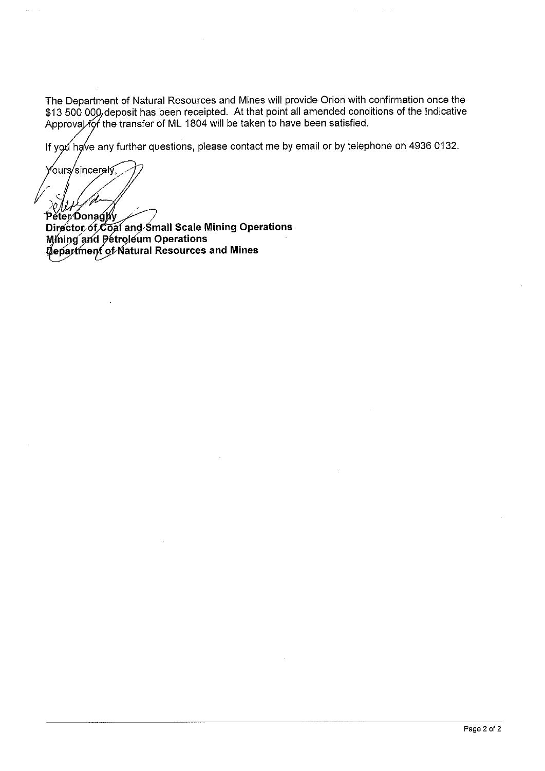The Department of Natural Resources and Mines will provide Orion with confirmation once the $13 500 000 deposit has been receipted. At that point all amended conditions of the Indicative Approval for the transfer of ML 1804 will be taken to have been satisfied.

If you have any further questions, please contact me by email or by telephone on 4936 0132.

Yours sincerely,

**Peter Donaghy**
**Director of Coal and Small Scale Mining Operations**
**Mining and Petroleum Operations**
**Department of Natural Resources and Mines**